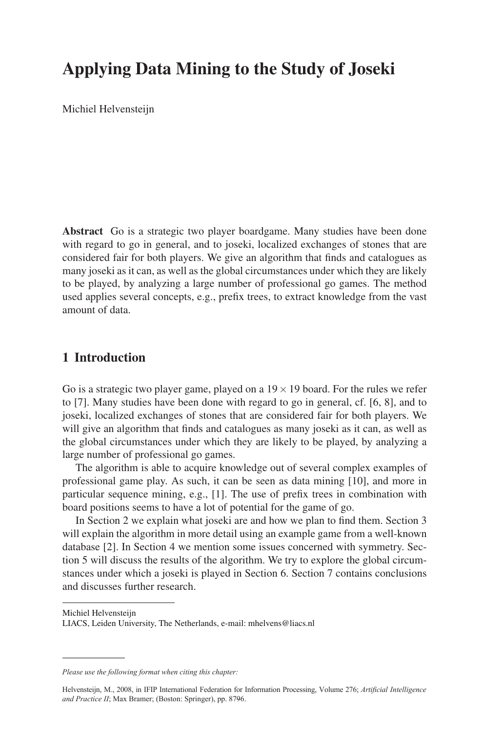# Applying Data Mining to the Study of Joseki

Michiel Helvensteijn

**Abstract** Go is a strategic two player boardgame. Many studies have been done with regard to go in general, and to joseki, localized exchanges of stones that are considered fair for both players. We give an algorithm that finds and catalogues as many joseki as it can, as well as the global circumstances under which they are likely to be played, by analyzing a large number of professional go games. The method used applies several concepts, e.g., prefix trees, to extract knowledge from the vast amount of data.

## 1 Introduction

Go is a strategic two player game, played on a $19 \times 19$ board. For the rules we refer to [7]. Many studies have been done with regard to go in general, cf. [6, 8], and to joseki, localized exchanges of stones that are considered fair for both players. We will give an algorithm that finds and catalogues as many joseki as it can, as well as the global circumstances under which they are likely to be played, by analyzing a large number of professional go games.

The algorithm is able to acquire knowledge out of several complex examples of professional game play. As such, it can be seen as data mining [10], and more in particular sequence mining, e.g., [1]. The use of prefix trees in combination with board positions seems to have a lot of potential for the game of go.

In Section 2 we explain what joseki are and how we plan to find them. Section 3 will explain the algorithm in more detail using an example game from a well-known database [2]. In Section 4 we mention some issues concerned with symmetry. Section 5 will discuss the results of the algorithm. We try to explore the global circumstances under which a joseki is played in Section 6. Section 7 contains conclusions and discusses further research.

---

Michiel Helvensteijn
LIACS, Leiden University, The Netherlands, e-mail: mhelvens@liacs.nl

---

*Please use the following format when citing this chapter:*

Helvensteijn, M., 2008, in IFIP International Federation for Information Processing, Volume 276; *Artificial Intelligence and Practice II*; Max Bramer; (Boston: Springer), pp. 8796.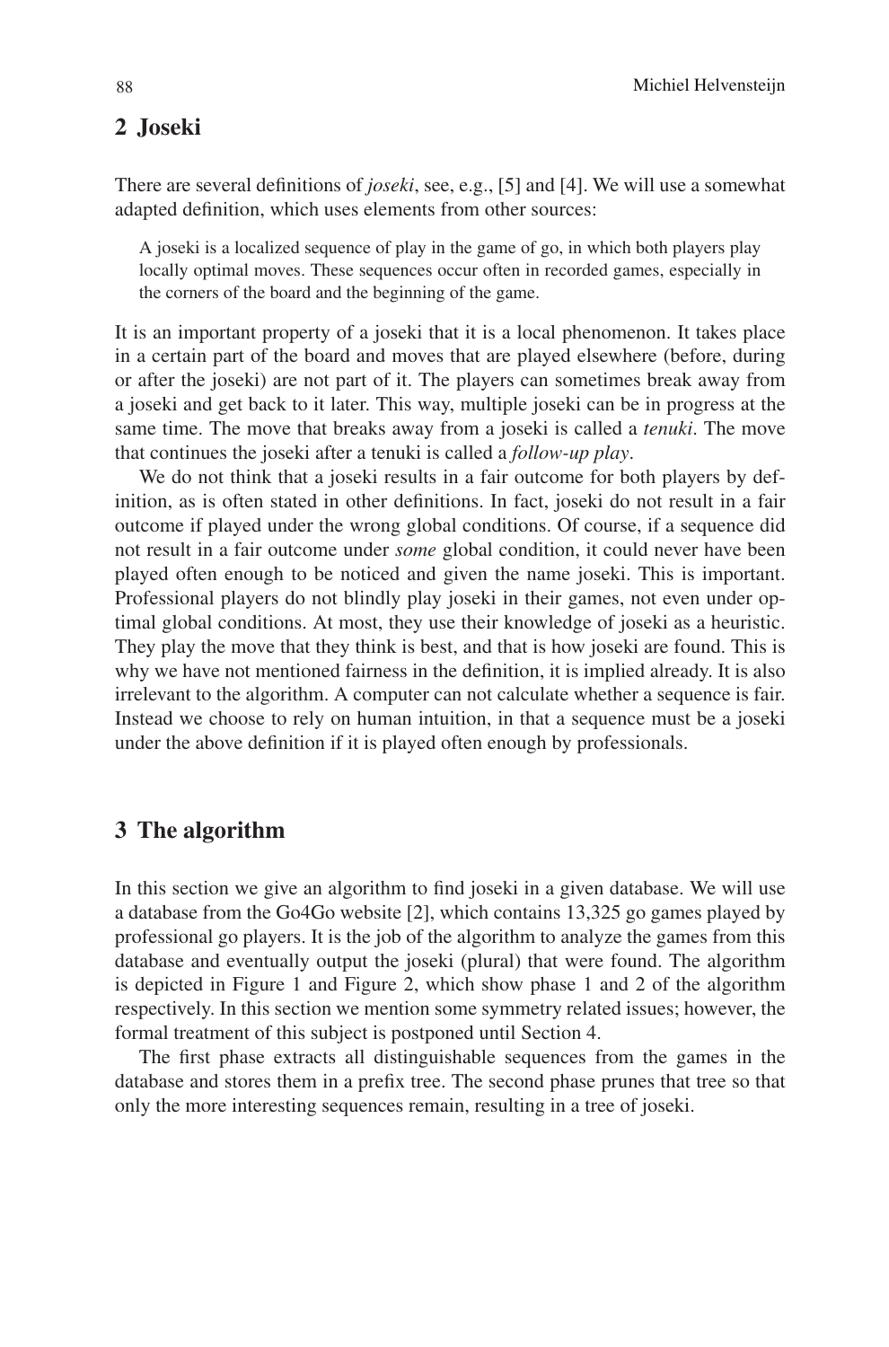## 2 Joseki

There are several definitions of *joseki*, see, e.g., [5] and [4]. We will use a somewhat adapted definition, which uses elements from other sources:

> A joseki is a localized sequence of play in the game of go, in which both players play locally optimal moves. These sequences occur often in recorded games, especially in the corners of the board and the beginning of the game.

It is an important property of a joseki that it is a local phenomenon. It takes place in a certain part of the board and moves that are played elsewhere (before, during or after the joseki) are not part of it. The players can sometimes break away from a joseki and get back to it later. This way, multiple joseki can be in progress at the same time. The move that breaks away from a joseki is called a *tenuki*. The move that continues the joseki after a tenuki is called a *follow-up play*.

We do not think that a joseki results in a fair outcome for both players by definition, as is often stated in other definitions. In fact, joseki do not result in a fair outcome if played under the wrong global conditions. Of course, if a sequence did not result in a fair outcome under *some* global condition, it could never have been played often enough to be noticed and given the name joseki. This is important. Professional players do not blindly play joseki in their games, not even under optimal global conditions. At most, they use their knowledge of joseki as a heuristic. They play the move that they think is best, and that is how joseki are found. This is why we have not mentioned fairness in the definition, it is implied already. It is also irrelevant to the algorithm. A computer can not calculate whether a sequence is fair. Instead we choose to rely on human intuition, in that a sequence must be a joseki under the above definition if it is played often enough by professionals.

## 3 The algorithm

In this section we give an algorithm to find joseki in a given database. We will use a database from the Go4Go website [2], which contains 13,325 go games played by professional go players. It is the job of the algorithm to analyze the games from this database and eventually output the joseki (plural) that were found. The algorithm is depicted in Figure 1 and Figure 2, which show phase 1 and 2 of the algorithm respectively. In this section we mention some symmetry related issues; however, the formal treatment of this subject is postponed until Section 4.

The first phase extracts all distinguishable sequences from the games in the database and stores them in a prefix tree. The second phase prunes that tree so that only the more interesting sequences remain, resulting in a tree of joseki.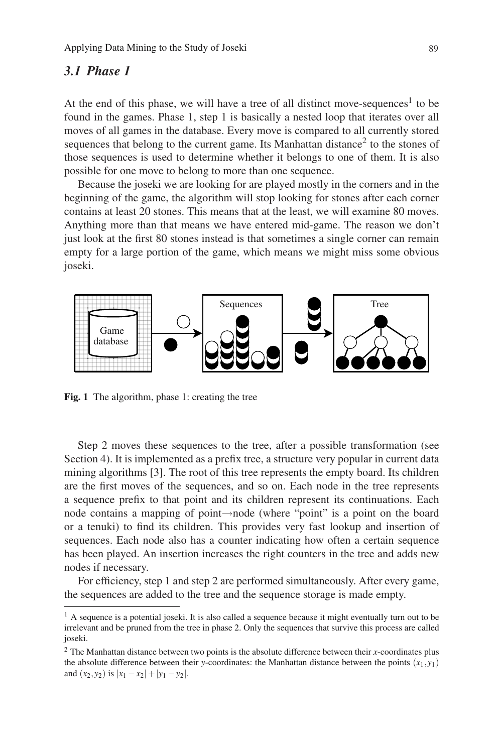### 3.1 Phase 1

At the end of this phase, we will have a tree of all distinct move-sequences[1] to be found in the games. Phase 1, step 1 is basically a nested loop that iterates over all moves of all games in the database. Every move is compared to all currently stored sequences that belong to the current game. Its Manhattan distance[2] to the stones of those sequences is used to determine whether it belongs to one of them. It is also possible for one move to belong to more than one sequence.

Because the joseki we are looking for are played mostly in the corners and in the beginning of the game, the algorithm will stop looking for stones after each corner contains at least 20 stones. This means that at the least, we will examine 80 moves. Anything more than that means we have entered mid-game. The reason we don't just look at the first 80 stones instead is that sometimes a single corner can remain empty for a large portion of the game, which means we might miss some obvious joseki.

**Fig. 1** The algorithm, phase 1: creating the tree

Step 2 moves these sequences to the tree, after a possible transformation (see Section 4). It is implemented as a prefix tree, a structure very popular in current data mining algorithms [3]. The root of this tree represents the empty board. Its children are the first moves of the sequences, and so on. Each node in the tree represents a sequence prefix to that point and its children represent its continuations. Each node contains a mapping of point→node (where "point" is a point on the board or a tenuki) to find its children. This provides very fast lookup and insertion of sequences. Each node also has a counter indicating how often a certain sequence has been played. An insertion increases the right counters in the tree and adds new nodes if necessary.

For efficiency, step 1 and step 2 are performed simultaneously. After every game, the sequences are added to the tree and the sequence storage is made empty.

[1] A sequence is a potential joseki. It is also called a sequence because it might eventually turn out to be irrelevant and be pruned from the tree in phase 2. Only the sequences that survive this process are called joseki.

[2] The Manhattan distance between two points is the absolute difference between their $x$-coordinates plus the absolute difference between their $y$-coordinates: the Manhattan distance between the points $(x_1, y_1)$ and $(x_2, y_2)$ is $|x_1 - x_2| + |y_1 - y_2|$.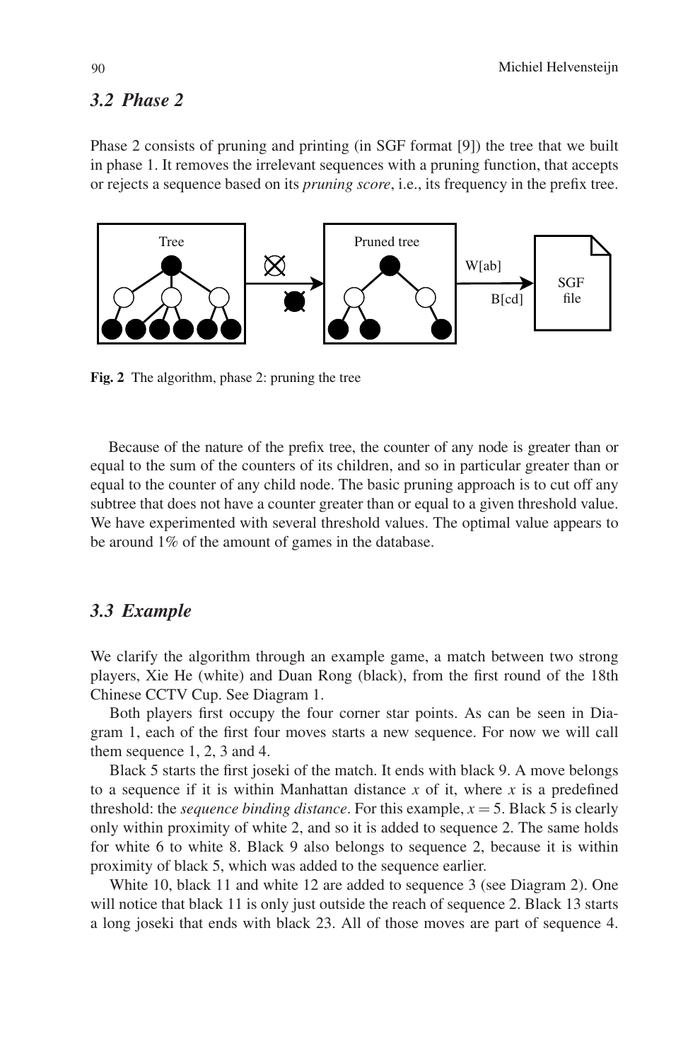### 3.2 Phase 2

Phase 2 consists of pruning and printing (in SGF format [9]) the tree that we built in phase 1. It removes the irrelevant sequences with a pruning function, that accepts or rejects a sequence based on its *pruning score*, i.e., its frequency in the prefix tree.

**Fig. 2** The algorithm, phase 2: pruning the tree

Because of the nature of the prefix tree, the counter of any node is greater than or equal to the sum of the counters of its children, and so in particular greater than or equal to the counter of any child node. The basic pruning approach is to cut off any subtree that does not have a counter greater than or equal to a given threshold value. We have experimented with several threshold values. The optimal value appears to be around 1% of the amount of games in the database.

### 3.3 Example

We clarify the algorithm through an example game, a match between two strong players, Xie He (white) and Duan Rong (black), from the first round of the 18th Chinese CCTV Cup. See Diagram 1.

Both players first occupy the four corner star points. As can be seen in Diagram 1, each of the first four moves starts a new sequence. For now we will call them sequence 1, 2, 3 and 4.

Black 5 starts the first joseki of the match. It ends with black 9. A move belongs to a sequence if it is within Manhattan distance $x$ of it, where $x$ is a predefined threshold: the *sequence binding distance*. For this example, $x = 5$. Black 5 is clearly only within proximity of white 2, and so it is added to sequence 2. The same holds for white 6 to white 8. Black 9 also belongs to sequence 2, because it is within proximity of black 5, which was added to the sequence earlier.

White 10, black 11 and white 12 are added to sequence 3 (see Diagram 2). One will notice that black 11 is only just outside the reach of sequence 2. Black 13 starts a long joseki that ends with black 23. All of those moves are part of sequence 4.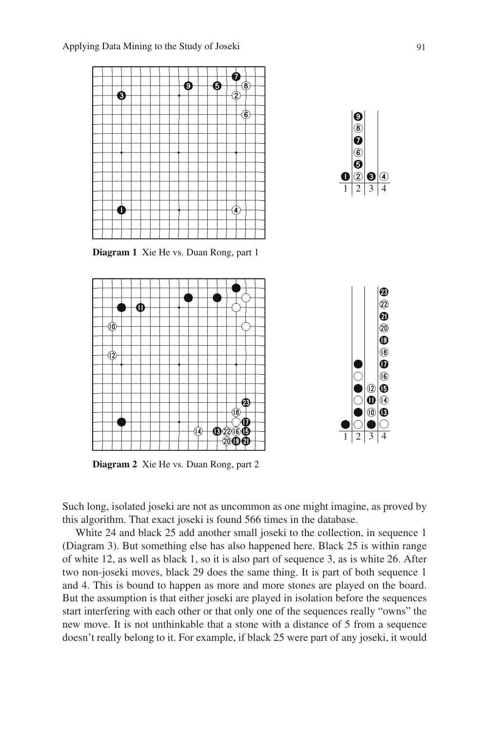**Diagram 1** Xie He vs. Duan Rong, part 1

**Diagram 2** Xie He vs. Duan Rong, part 2

Such long, isolated joseki are not as uncommon as one might imagine, as proved by this algorithm. That exact joseki is found 566 times in the database.

White 24 and black 25 add another small joseki to the collection, in sequence 1 (Diagram 3). But something else has also happened here. Black 25 is within range of white 12, as well as black 1, so it is also part of sequence 3, as is white 26. After two non-joseki moves, black 29 does the same thing. It is part of both sequence 1 and 4. This is bound to happen as more and more stones are played on the board. But the assumption is that either joseki are played in isolation before the sequences start interfering with each other or that only one of the sequences really "owns" the new move. It is not unthinkable that a stone with a distance of 5 from a sequence doesn't really belong to it. For example, if black 25 were part of any joseki, it would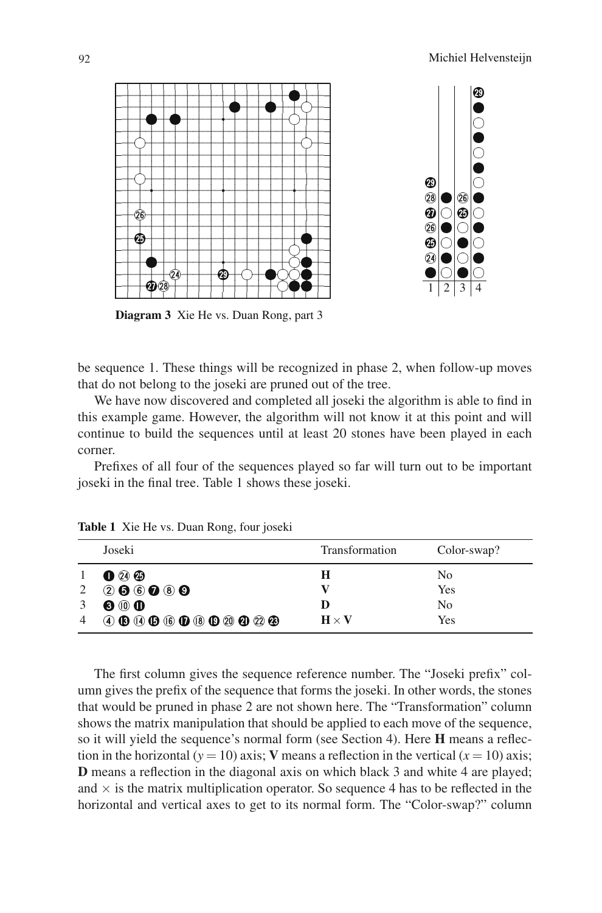**Diagram 3** Xie He vs. Duan Rong, part 3

be sequence 1. These things will be recognized in phase 2, when follow-up moves that do not belong to the joseki are pruned out of the tree.

We have now discovered and completed all joseki the algorithm is able to find in this example game. However, the algorithm will not know it at this point and will continue to build the sequences until at least 20 stones have been played in each corner.

Prefixes of all four of the sequences played so far will turn out to be important joseki in the final tree. Table 1 shows these joseki.

**Table 1** Xie He vs. Duan Rong, four joseki

| | Joseki | Transformation | Color-swap? |
|---|---|---|---|
| 1 | ❶ ㉔ ㉕ | **H** | No |
| 2 | ② ❺ ⑥ ❼ ⑧ ❾ | **V** | Yes |
| 3 | ❸ ⑩ ⓫ | **D** | No |
| 4 | ④ ⓭ ⑭ ⓯ ⑯ ⓱ ⑱ ⓳ ⑳ ㉑ ㉒ ㉓ | $\mathbf{H} \times \mathbf{V}$ | Yes |

The first column gives the sequence reference number. The "Joseki prefix" column gives the prefix of the sequence that forms the joseki. In other words, the stones that would be pruned in phase 2 are not shown here. The "Transformation" column shows the matrix manipulation that should be applied to each move of the sequence, so it will yield the sequence's normal form (see Section 4). Here **H** means a reflection in the horizontal ($y = 10$) axis; **V** means a reflection in the vertical ($x = 10$) axis; **D** means a reflection in the diagonal axis on which black 3 and white 4 are played; and $\times$ is the matrix multiplication operator. So sequence 4 has to be reflected in the horizontal and vertical axes to get to its normal form. The "Color-swap?" column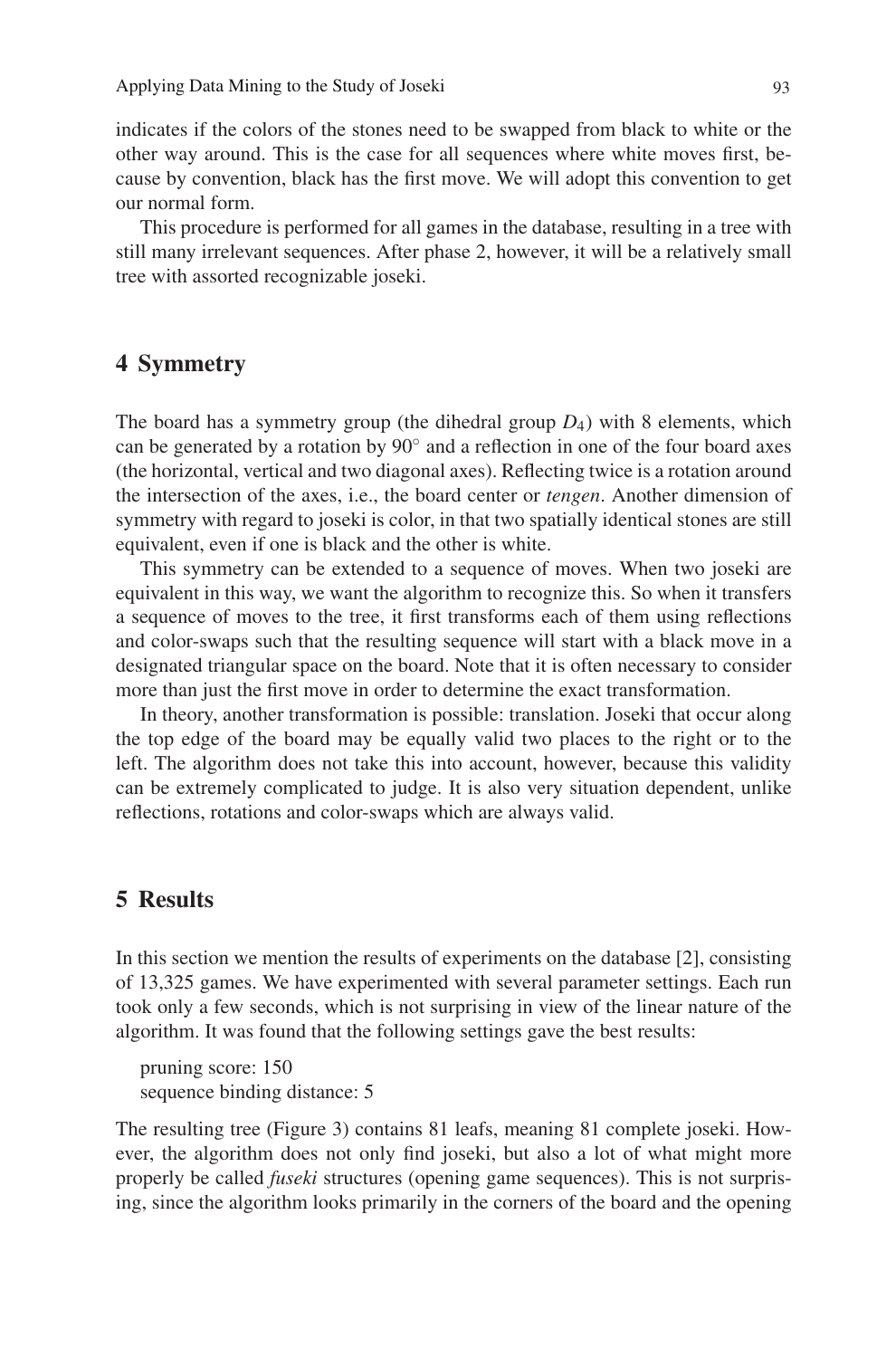indicates if the colors of the stones need to be swapped from black to white or the other way around. This is the case for all sequences where white moves first, because by convention, black has the first move. We will adopt this convention to get our normal form.

This procedure is performed for all games in the database, resulting in a tree with still many irrelevant sequences. After phase 2, however, it will be a relatively small tree with assorted recognizable joseki.

## 4 Symmetry

The board has a symmetry group (the dihedral group $D_4$) with 8 elements, which can be generated by a rotation by 90° and a reflection in one of the four board axes (the horizontal, vertical and two diagonal axes). Reflecting twice is a rotation around the intersection of the axes, i.e., the board center or *tengen*. Another dimension of symmetry with regard to joseki is color, in that two spatially identical stones are still equivalent, even if one is black and the other is white.

This symmetry can be extended to a sequence of moves. When two joseki are equivalent in this way, we want the algorithm to recognize this. So when it transfers a sequence of moves to the tree, it first transforms each of them using reflections and color-swaps such that the resulting sequence will start with a black move in a designated triangular space on the board. Note that it is often necessary to consider more than just the first move in order to determine the exact transformation.

In theory, another transformation is possible: translation. Joseki that occur along the top edge of the board may be equally valid two places to the right or to the left. The algorithm does not take this into account, however, because this validity can be extremely complicated to judge. It is also very situation dependent, unlike reflections, rotations and color-swaps which are always valid.

## 5 Results

In this section we mention the results of experiments on the database [2], consisting of 13,325 games. We have experimented with several parameter settings. Each run took only a few seconds, which is not surprising in view of the linear nature of the algorithm. It was found that the following settings gave the best results:

pruning score: 150
sequence binding distance: 5

The resulting tree (Figure 3) contains 81 leafs, meaning 81 complete joseki. However, the algorithm does not only find joseki, but also a lot of what might more properly be called *fuseki* structures (opening game sequences). This is not surprising, since the algorithm looks primarily in the corners of the board and the opening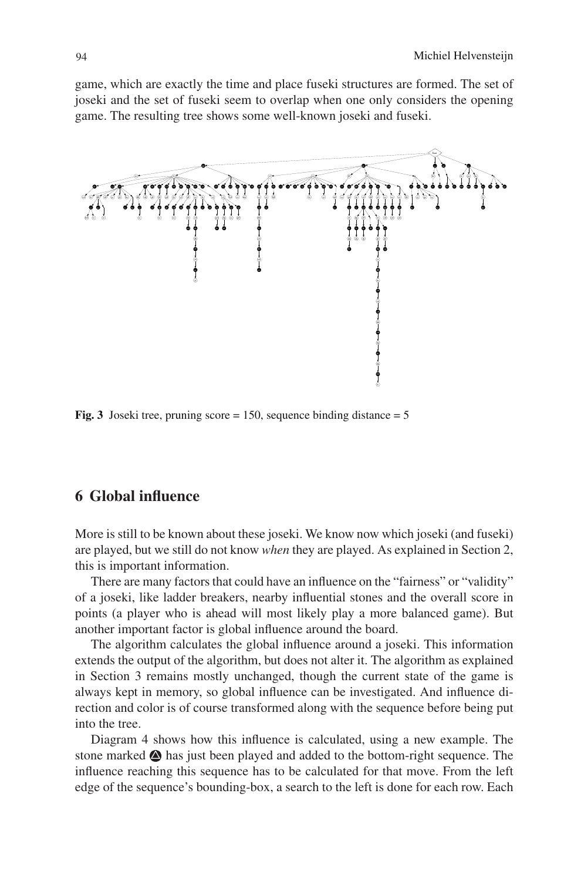game, which are exactly the time and place fuseki structures are formed. The set of joseki and the set of fuseki seem to overlap when one only considers the opening game. The resulting tree shows some well-known joseki and fuseki.

**Fig. 3** Joseki tree, pruning score = 150, sequence binding distance = 5

## 6 Global influence

More is still to be known about these joseki. We know now which joseki (and fuseki) are played, but we still do not know *when* they are played. As explained in Section 2, this is important information.

There are many factors that could have an influence on the "fairness" or "validity" of a joseki, like ladder breakers, nearby influential stones and the overall score in points (a player who is ahead will most likely play a more balanced game). But another important factor is global influence around the board.

The algorithm calculates the global influence around a joseki. This information extends the output of the algorithm, but does not alter it. The algorithm as explained in Section 3 remains mostly unchanged, though the current state of the game is always kept in memory, so global influence can be investigated. And influence direction and color is of course transformed along with the sequence before being put into the tree.

Diagram 4 shows how this influence is calculated, using a new example. The stone marked ▲ has just been played and added to the bottom-right sequence. The influence reaching this sequence has to be calculated for that move. From the left edge of the sequence's bounding-box, a search to the left is done for each row. Each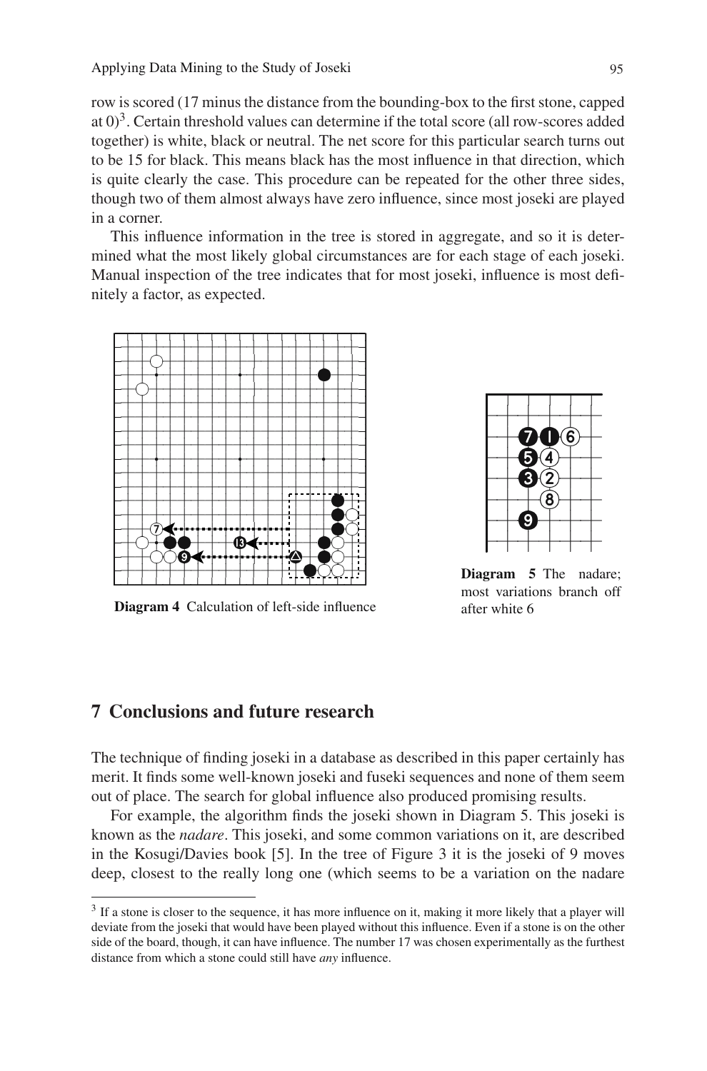row is scored (17 minus the distance from the bounding-box to the first stone, capped at 0)[3]. Certain threshold values can determine if the total score (all row-scores added together) is white, black or neutral. The net score for this particular search turns out to be 15 for black. This means black has the most influence in that direction, which is quite clearly the case. This procedure can be repeated for the other three sides, though two of them almost always have zero influence, since most joseki are played in a corner.

This influence information in the tree is stored in aggregate, and so it is determined what the most likely global circumstances are for each stage of each joseki. Manual inspection of the tree indicates that for most joseki, influence is most definitely a factor, as expected.

**Diagram 4** Calculation of left-side influence

**Diagram 5** The nadare; most variations branch off after white 6

## 7 Conclusions and future research

The technique of finding joseki in a database as described in this paper certainly has merit. It finds some well-known joseki and fuseki sequences and none of them seem out of place. The search for global influence also produced promising results.

For example, the algorithm finds the joseki shown in Diagram 5. This joseki is known as the *nadare*. This joseki, and some common variations on it, are described in the Kosugi/Davies book [5]. In the tree of Figure 3 it is the joseki of 9 moves deep, closest to the really long one (which seems to be a variation on the nadare

---

[3] If a stone is closer to the sequence, it has more influence on it, making it more likely that a player will deviate from the joseki that would have been played without this influence. Even if a stone is on the other side of the board, though, it can have influence. The number 17 was chosen experimentally as the furthest distance from which a stone could still have *any* influence.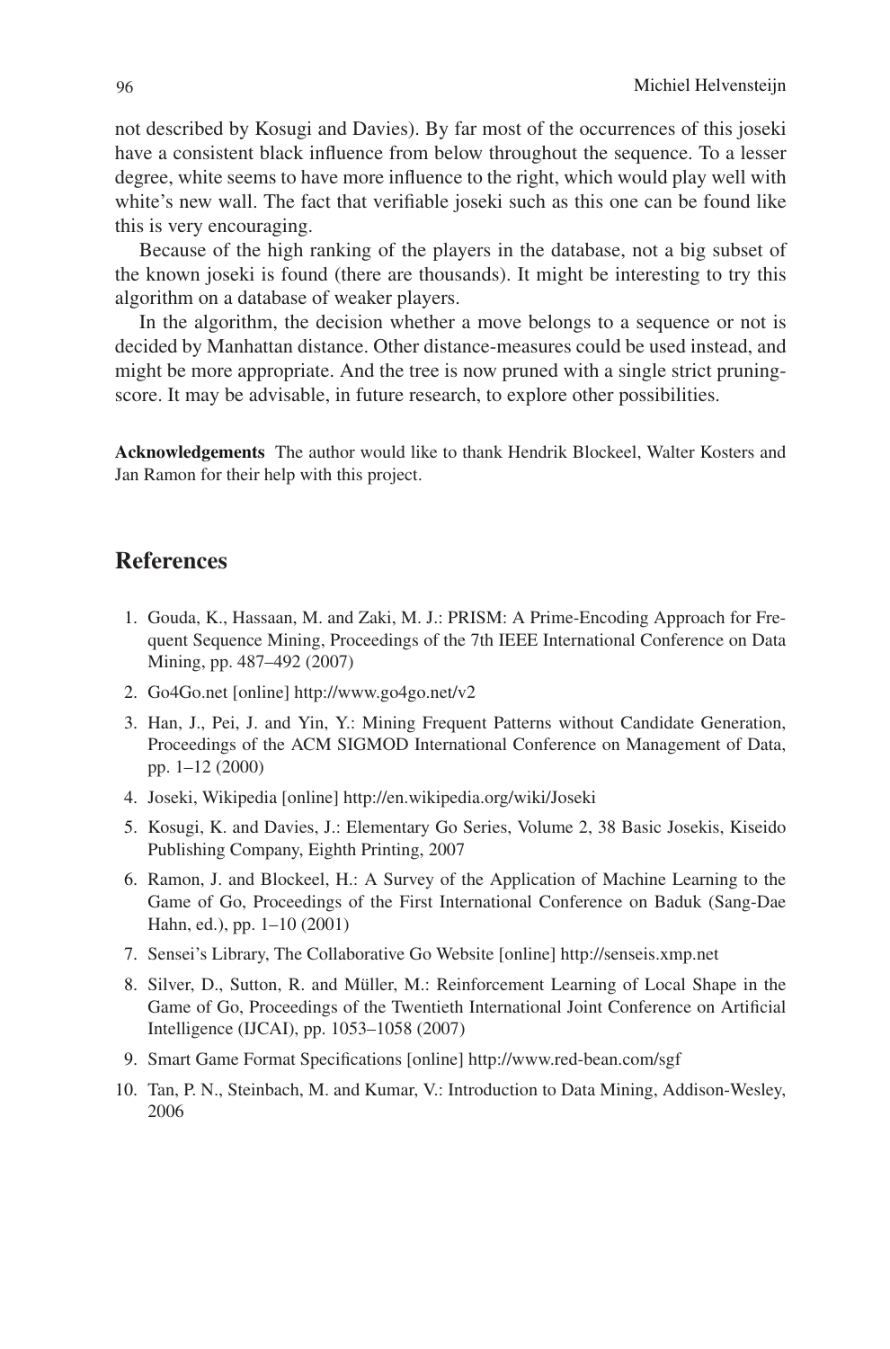not described by Kosugi and Davies). By far most of the occurrences of this joseki have a consistent black influence from below throughout the sequence. To a lesser degree, white seems to have more influence to the right, which would play well with white's new wall. The fact that verifiable joseki such as this one can be found like this is very encouraging.

Because of the high ranking of the players in the database, not a big subset of the known joseki is found (there are thousands). It might be interesting to try this algorithm on a database of weaker players.

In the algorithm, the decision whether a move belongs to a sequence or not is decided by Manhattan distance. Other distance-measures could be used instead, and might be more appropriate. And the tree is now pruned with a single strict pruning-score. It may be advisable, in future research, to explore other possibilities.

**Acknowledgements** The author would like to thank Hendrik Blockeel, Walter Kosters and Jan Ramon for their help with this project.

## References

1. Gouda, K., Hassaan, M. and Zaki, M. J.: PRISM: A Prime-Encoding Approach for Frequent Sequence Mining, Proceedings of the 7th IEEE International Conference on Data Mining, pp. 487–492 (2007)
2. Go4Go.net [online] http://www.go4go.net/v2
3. Han, J., Pei, J. and Yin, Y.: Mining Frequent Patterns without Candidate Generation, Proceedings of the ACM SIGMOD International Conference on Management of Data, pp. 1–12 (2000)
4. Joseki, Wikipedia [online] http://en.wikipedia.org/wiki/Joseki
5. Kosugi, K. and Davies, J.: Elementary Go Series, Volume 2, 38 Basic Josekis, Kiseido Publishing Company, Eighth Printing, 2007
6. Ramon, J. and Blockeel, H.: A Survey of the Application of Machine Learning to the Game of Go, Proceedings of the First International Conference on Baduk (Sang-Dae Hahn, ed.), pp. 1–10 (2001)
7. Sensei's Library, The Collaborative Go Website [online] http://senseis.xmp.net
8. Silver, D., Sutton, R. and Müller, M.: Reinforcement Learning of Local Shape in the Game of Go, Proceedings of the Twentieth International Joint Conference on Artificial Intelligence (IJCAI), pp. 1053–1058 (2007)
9. Smart Game Format Specifications [online] http://www.red-bean.com/sgf
10. Tan, P. N., Steinbach, M. and Kumar, V.: Introduction to Data Mining, Addison-Wesley, 2006